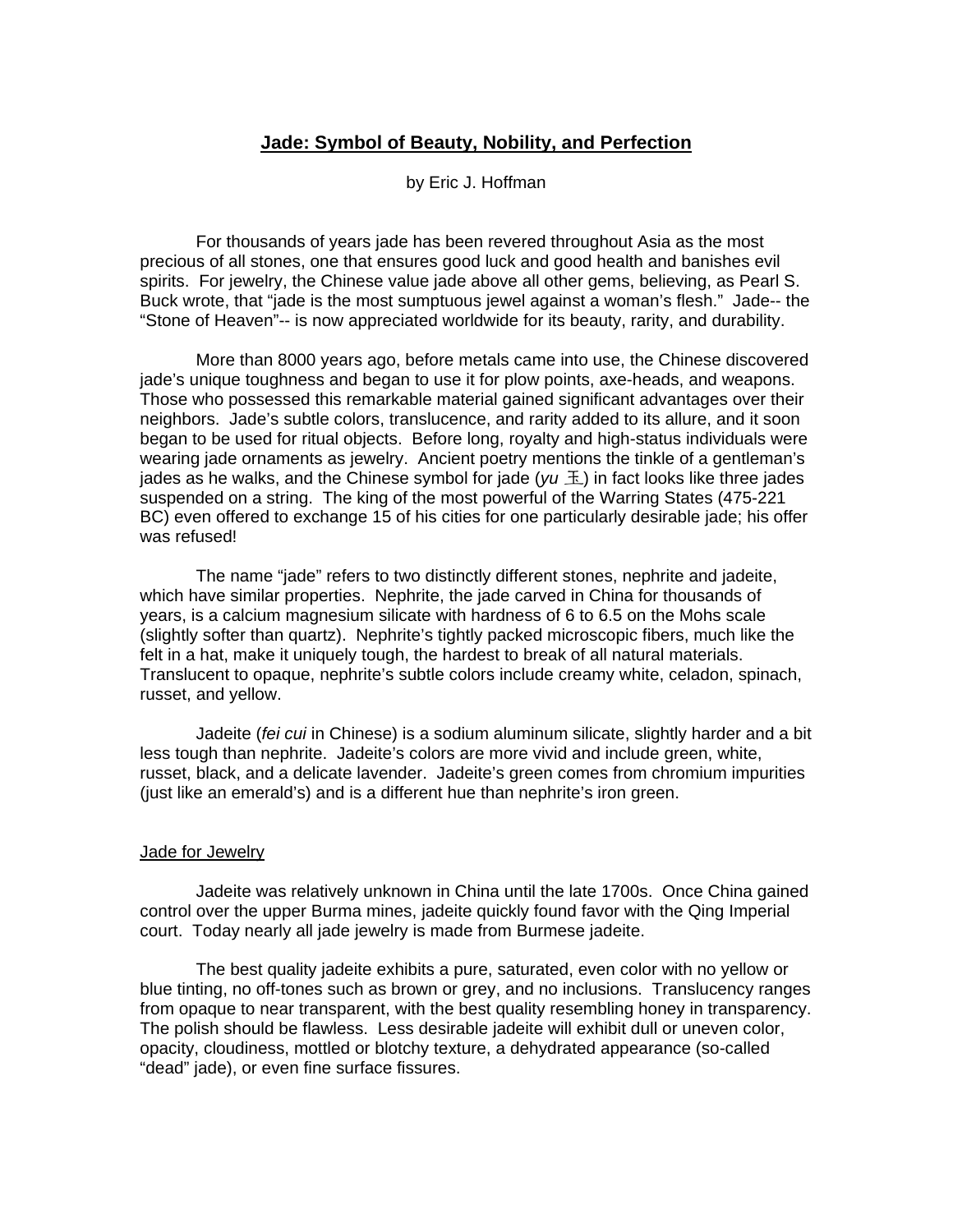# Jade: Symbol of Beauty, Nobility, and Perfection

by Eric J. Hoffman

For thousands of years jade has been revered throughout Asia as the most precious of all stones, one that ensures good luck and good health and banishes evil spirits. For jewelry, the Chinese value jade above all other gems, believing, as Pearl S. Buck wrote, that "jade is the most sumptuous jewel against a woman's flesh." Jade-- the "Stone of Heaven"-- is now appreciated worldwide for its beauty, rarity, and durability.

More than 8000 years ago, before metals came into use, the Chinese discovered jade's unique toughness and began to use it for plow points, axe-heads, and weapons. Those who possessed this remarkable material gained significant advantages over their neighbors. Jade's subtle colors, translucence, and rarity added to its allure, and it soon began to be used for ritual objects. Before long, royalty and high-status individuals were wearing jade ornaments as jewelry. Ancient poetry mentions the tinkle of a gentleman's jades as he walks, and the Chinese symbol for jade (*yu* 玉) in fact looks like three jades suspended on a string. The king of the most powerful of the Warring States (475-221 BC) even offered to exchange 15 of his cities for one particularly desirable jade; his offer was refused!

The name "jade" refers to two distinctly different stones, nephrite and jadeite, which have similar properties. Nephrite, the jade carved in China for thousands of years, is a calcium magnesium silicate with hardness of 6 to 6.5 on the Mohs scale (slightly softer than quartz). Nephrite's tightly packed microscopic fibers, much like the felt in a hat, make it uniquely tough, the hardest to break of all natural materials. Translucent to opaque, nephrite's subtle colors include creamy white, celadon, spinach, russet, and yellow.

Jadeite (*fei cui* in Chinese) is a sodium aluminum silicate, slightly harder and a bit less tough than nephrite. Jadeite's colors are more vivid and include green, white, russet, black, and a delicate lavender. Jadeite's green comes from chromium impurities (just like an emerald's) and is a different hue than nephrite's iron green.

## Jade for Jewelry

Jadeite was relatively unknown in China until the late 1700s. Once China gained control over the upper Burma mines, jadeite quickly found favor with the Qing Imperial court. Today nearly all jade jewelry is made from Burmese jadeite.

The best quality jadeite exhibits a pure, saturated, even color with no yellow or blue tinting, no off-tones such as brown or grey, and no inclusions. Translucency ranges from opaque to near transparent, with the best quality resembling honey in transparency. The polish should be flawless. Less desirable jadeite will exhibit dull or uneven color, opacity, cloudiness, mottled or blotchy texture, a dehydrated appearance (so-called "dead" jade), or even fine surface fissures.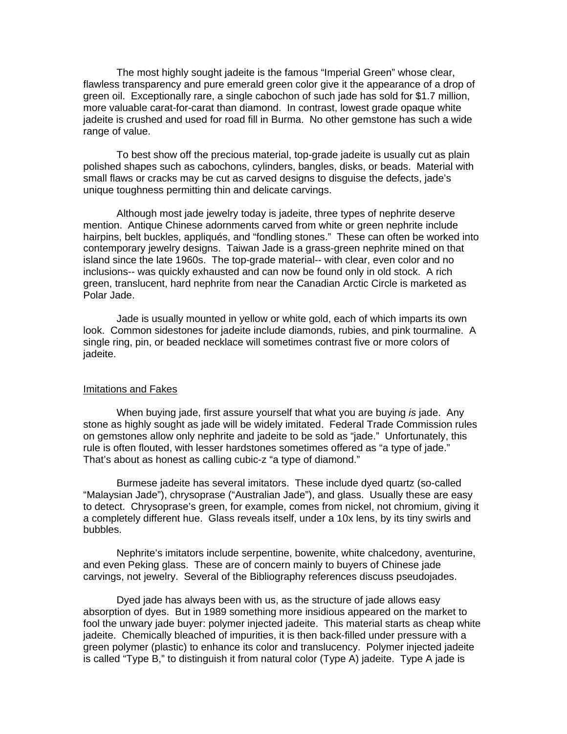The most highly sought jadeite is the famous "Imperial Green" whose clear, flawless transparency and pure emerald green color give it the appearance of a drop of green oil. Exceptionally rare, a single cabochon of such jade has sold for $1.7 million, more valuable carat-for-carat than diamond. In contrast, lowest grade opaque white jadeite is crushed and used for road fill in Burma. No other gemstone has such a wide range of value.

To best show off the precious material, top-grade jadeite is usually cut as plain polished shapes such as cabochons, cylinders, bangles, disks, or beads. Material with small flaws or cracks may be cut as carved designs to disguise the defects, jade's unique toughness permitting thin and delicate carvings.

Although most jade jewelry today is jadeite, three types of nephrite deserve mention. Antique Chinese adornments carved from white or green nephrite include hairpins, belt buckles, appliqués, and "fondling stones." These can often be worked into contemporary jewelry designs. Taiwan Jade is a grass-green nephrite mined on that island since the late 1960s. The top-grade material-- with clear, even color and no inclusions-- was quickly exhausted and can now be found only in old stock. A rich green, translucent, hard nephrite from near the Canadian Arctic Circle is marketed as Polar Jade.

Jade is usually mounted in yellow or white gold, each of which imparts its own look. Common sidestones for jadeite include diamonds, rubies, and pink tourmaline. A single ring, pin, or beaded necklace will sometimes contrast five or more colors of jadeite.

## Imitations and Fakes

When buying jade, first assure yourself that what you are buying *is* jade. Any stone as highly sought as jade will be widely imitated. Federal Trade Commission rules on gemstones allow only nephrite and jadeite to be sold as "jade." Unfortunately, this rule is often flouted, with lesser hardstones sometimes offered as "a type of jade." That's about as honest as calling cubic-z "a type of diamond."

Burmese jadeite has several imitators. These include dyed quartz (so-called "Malaysian Jade"), chrysoprase ("Australian Jade"), and glass. Usually these are easy to detect. Chrysoprase's green, for example, comes from nickel, not chromium, giving it a completely different hue. Glass reveals itself, under a 10x lens, by its tiny swirls and bubbles.

Nephrite's imitators include serpentine, bowenite, white chalcedony, aventurine, and even Peking glass. These are of concern mainly to buyers of Chinese jade carvings, not jewelry. Several of the Bibliography references discuss pseudojades.

Dyed jade has always been with us, as the structure of jade allows easy absorption of dyes. But in 1989 something more insidious appeared on the market to fool the unwary jade buyer: polymer injected jadeite. This material starts as cheap white jadeite. Chemically bleached of impurities, it is then back-filled under pressure with a green polymer (plastic) to enhance its color and translucency. Polymer injected jadeite is called "Type B," to distinguish it from natural color (Type A) jadeite. Type A jade is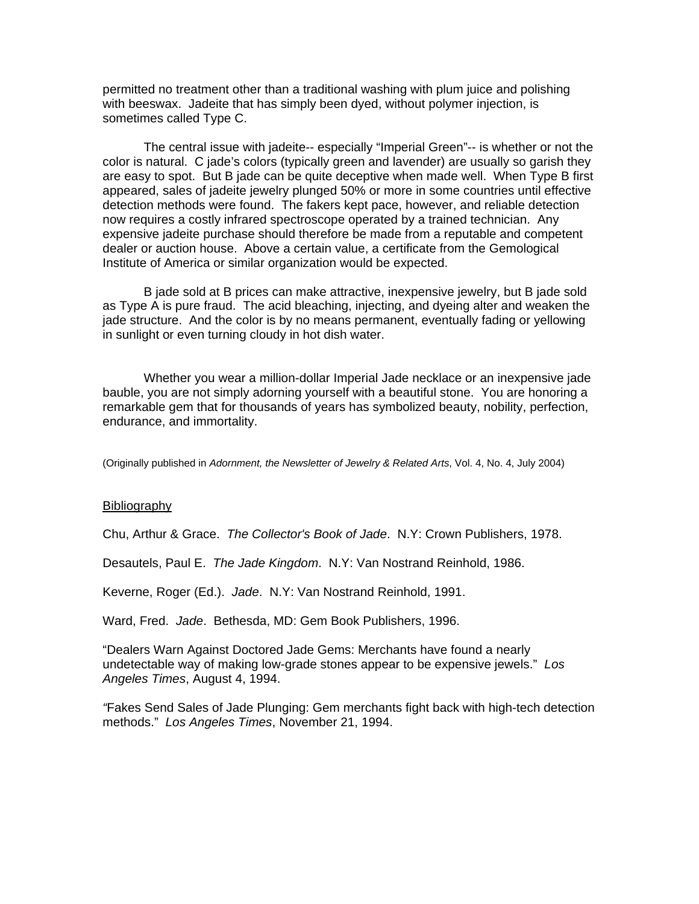permitted no treatment other than a traditional washing with plum juice and polishing with beeswax. Jadeite that has simply been dyed, without polymer injection, is sometimes called Type C.

The central issue with jadeite-- especially "Imperial Green"-- is whether or not the color is natural. C jade's colors (typically green and lavender) are usually so garish they are easy to spot. But B jade can be quite deceptive when made well. When Type B first appeared, sales of jadeite jewelry plunged 50% or more in some countries until effective detection methods were found. The fakers kept pace, however, and reliable detection now requires a costly infrared spectroscope operated by a trained technician. Any expensive jadeite purchase should therefore be made from a reputable and competent dealer or auction house. Above a certain value, a certificate from the Gemological Institute of America or similar organization would be expected.

B jade sold at B prices can make attractive, inexpensive jewelry, but B jade sold as Type A is pure fraud. The acid bleaching, injecting, and dyeing alter and weaken the jade structure. And the color is by no means permanent, eventually fading or yellowing in sunlight or even turning cloudy in hot dish water.

Whether you wear a million-dollar Imperial Jade necklace or an inexpensive jade bauble, you are not simply adorning yourself with a beautiful stone. You are honoring a remarkable gem that for thousands of years has symbolized beauty, nobility, perfection, endurance, and immortality.

(Originally published in *Adornment, the Newsletter of Jewelry & Related Arts*, Vol. 4, No. 4, July 2004)

## Bibliography

Chu, Arthur & Grace. *The Collector's Book of Jade*. N.Y: Crown Publishers, 1978.

Desautels, Paul E. *The Jade Kingdom*. N.Y: Van Nostrand Reinhold, 1986.

Keverne, Roger (Ed.). *Jade*. N.Y: Van Nostrand Reinhold, 1991.

Ward, Fred. *Jade*. Bethesda, MD: Gem Book Publishers, 1996.

"Dealers Warn Against Doctored Jade Gems: Merchants have found a nearly undetectable way of making low-grade stones appear to be expensive jewels." *Los Angeles Times*, August 4, 1994.

"Fakes Send Sales of Jade Plunging: Gem merchants fight back with high-tech detection methods." *Los Angeles Times*, November 21, 1994.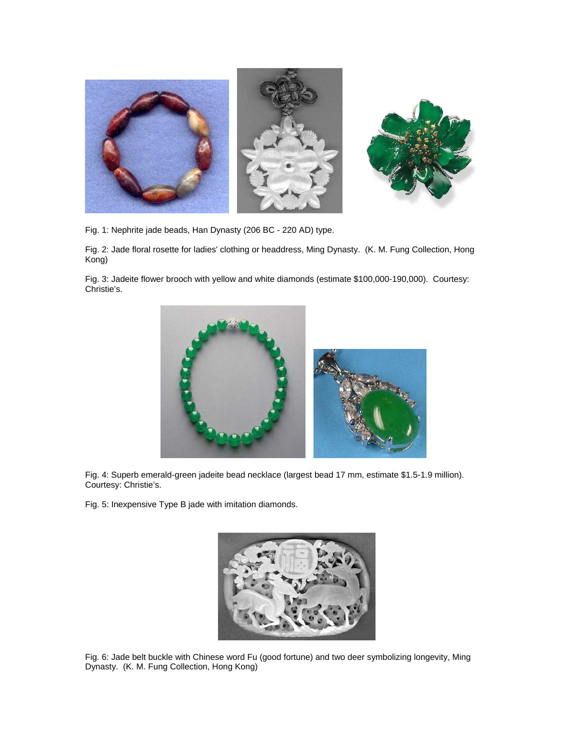Fig. 1: Nephrite jade beads, Han Dynasty (206 BC - 220 AD) type.

Fig. 2: Jade floral rosette for ladies' clothing or headdress, Ming Dynasty. (K. M. Fung Collection, Hong Kong)

Fig. 3: Jadeite flower brooch with yellow and white diamonds (estimate $100,000-190,000). Courtesy: Christie's.

Fig. 4: Superb emerald-green jadeite bead necklace (largest bead 17 mm, estimate $1.5-1.9 million). Courtesy: Christie's.

Fig. 5: Inexpensive Type B jade with imitation diamonds.

Fig. 6: Jade belt buckle with Chinese word Fu (good fortune) and two deer symbolizing longevity, Ming Dynasty. (K. M. Fung Collection, Hong Kong)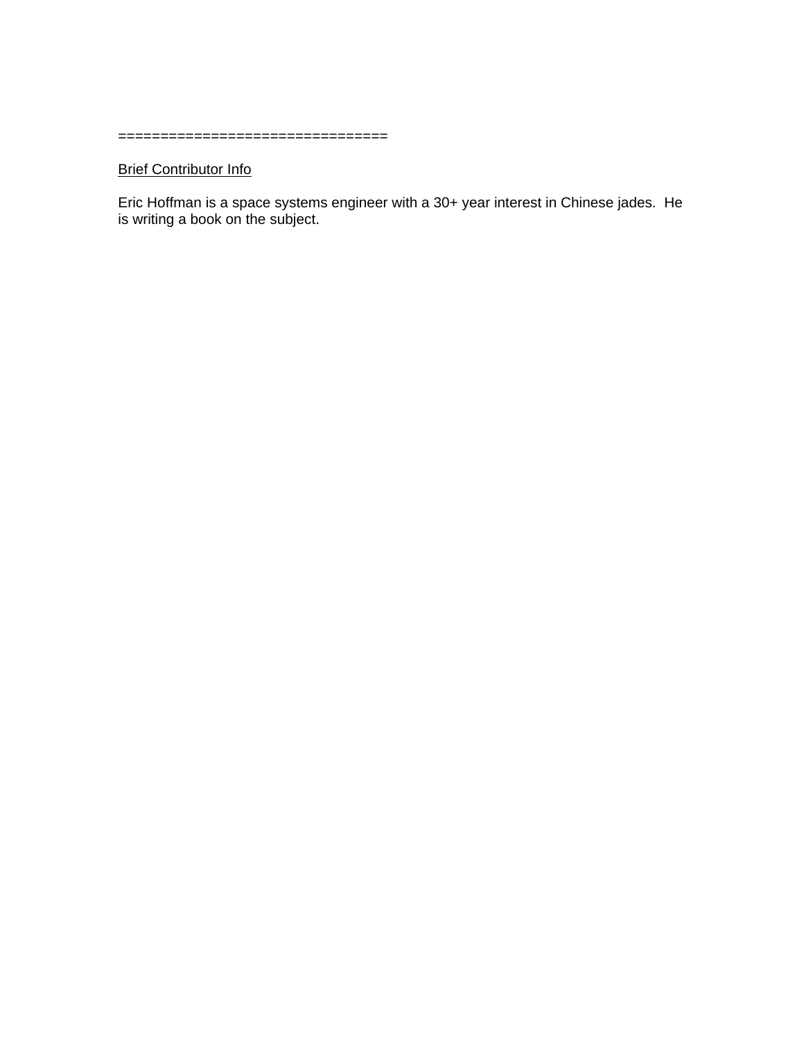================================

Brief Contributor Info

Eric Hoffman is a space systems engineer with a 30+ year interest in Chinese jades. He is writing a book on the subject.